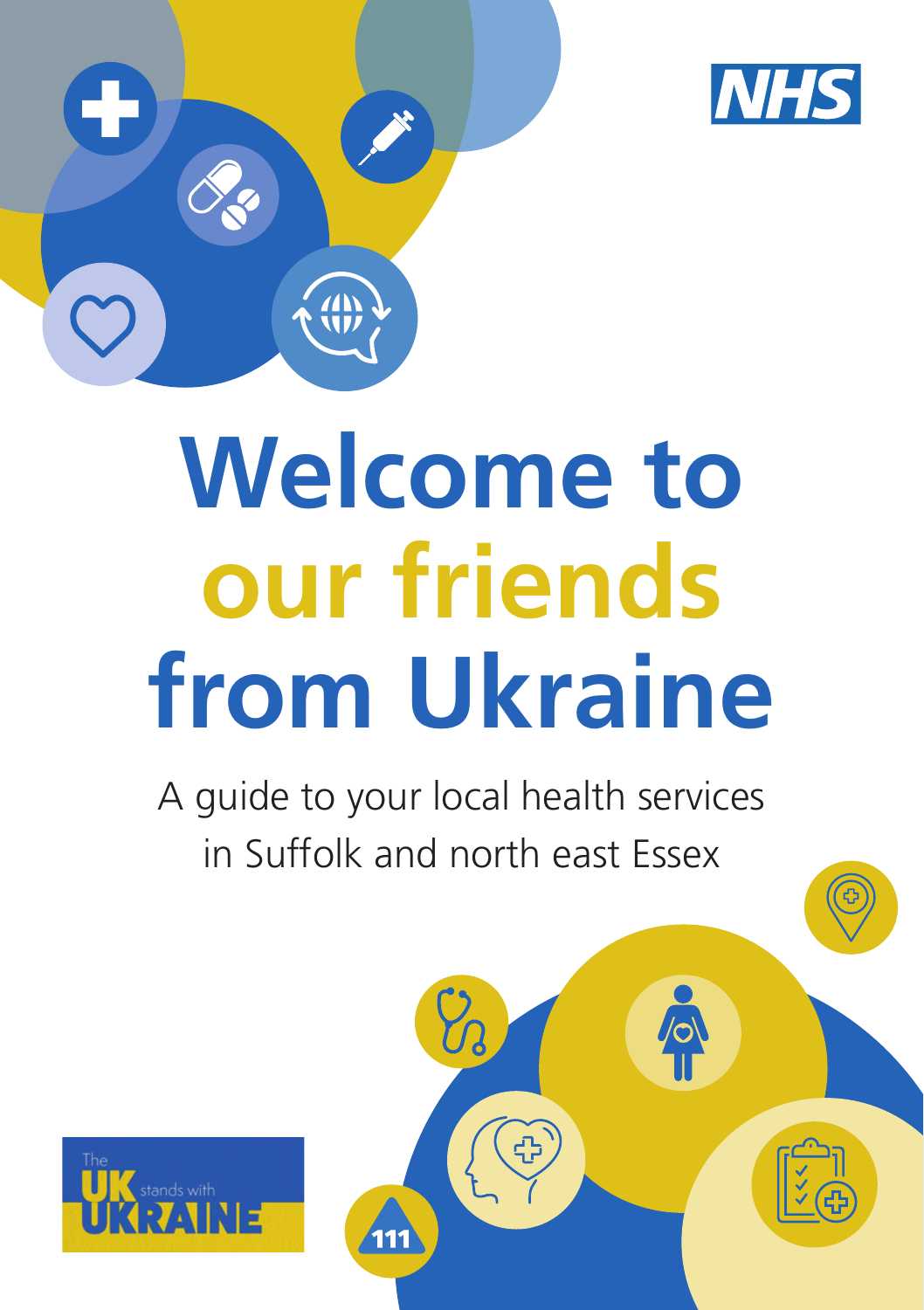# Welcome to our friends from Ukraine

A guide to your local health services in Suffolk and north east Essex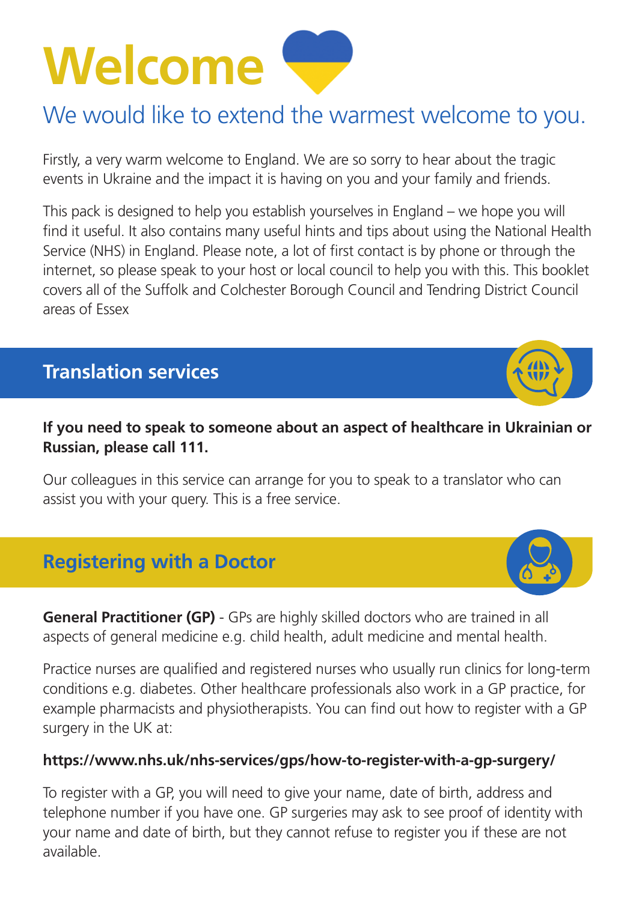# Welcome

## We would like to extend the warmest welcome to you.

Firstly, a very warm welcome to England. We are so sorry to hear about the tragic events in Ukraine and the impact it is having on you and your family and friends.

This pack is designed to help you establish yourselves in England – we hope you will find it useful. It also contains many useful hints and tips about using the National Health Service (NHS) in England. Please note, a lot of first contact is by phone or through the internet, so please speak to your host or local council to help you with this. This booklet covers all of the Suffolk and Colchester Borough Council and Tendring District Council areas of Essex

## Translation services

**If you need to speak to someone about an aspect of healthcare in Ukrainian or Russian, please call 111.**

Our colleagues in this service can arrange for you to speak to a translator who can assist you with your query. This is a free service.

## Registering with a Doctor

**General Practitioner (GP)** - GPs are highly skilled doctors who are trained in all aspects of general medicine e.g. child health, adult medicine and mental health.

Practice nurses are qualified and registered nurses who usually run clinics for long-term conditions e.g. diabetes. Other healthcare professionals also work in a GP practice, for example pharmacists and physiotherapists. You can find out how to register with a GP surgery in the UK at:

**https://www.nhs.uk/nhs-services/gps/how-to-register-with-a-gp-surgery/**

To register with a GP, you will need to give your name, date of birth, address and telephone number if you have one. GP surgeries may ask to see proof of identity with your name and date of birth, but they cannot refuse to register you if these are not available.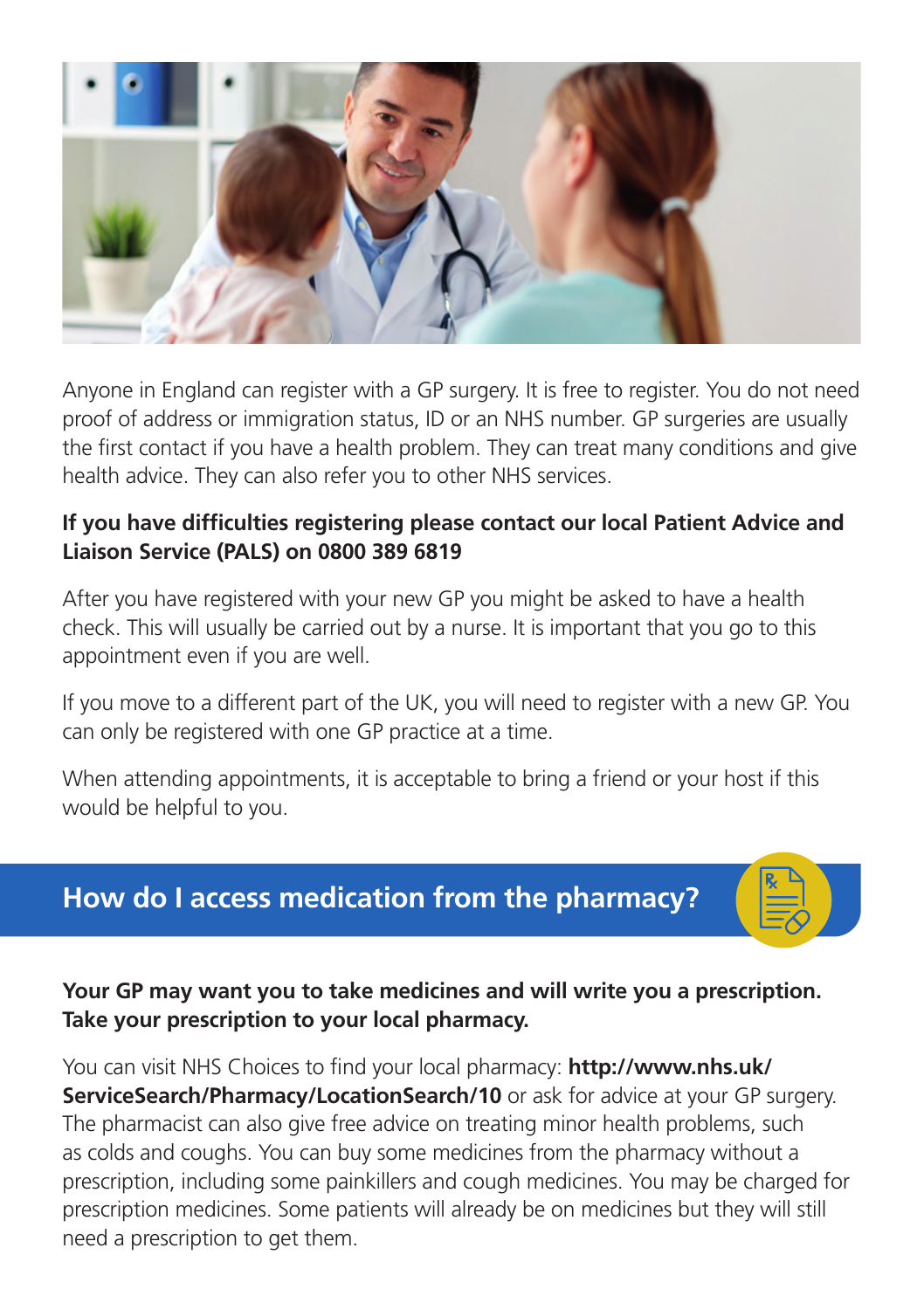Anyone in England can register with a GP surgery. It is free to register. You do not need proof of address or immigration status, ID or an NHS number. GP surgeries are usually the first contact if you have a health problem. They can treat many conditions and give health advice. They can also refer you to other NHS services.

**If you have difficulties registering please contact our local Patient Advice and Liaison Service (PALS) on 0800 389 6819**

After you have registered with your new GP you might be asked to have a health check. This will usually be carried out by a nurse. It is important that you go to this appointment even if you are well.

If you move to a different part of the UK, you will need to register with a new GP. You can only be registered with one GP practice at a time.

When attending appointments, it is acceptable to bring a friend or your host if this would be helpful to you.

## How do I access medication from the pharmacy?

**Your GP may want you to take medicines and will write you a prescription. Take your prescription to your local pharmacy.**

You can visit NHS Choices to find your local pharmacy: **http://www.nhs.uk/ServiceSearch/Pharmacy/LocationSearch/10** or ask for advice at your GP surgery. The pharmacist can also give free advice on treating minor health problems, such as colds and coughs. You can buy some medicines from the pharmacy without a prescription, including some painkillers and cough medicines. You may be charged for prescription medicines. Some patients will already be on medicines but they will still need a prescription to get them.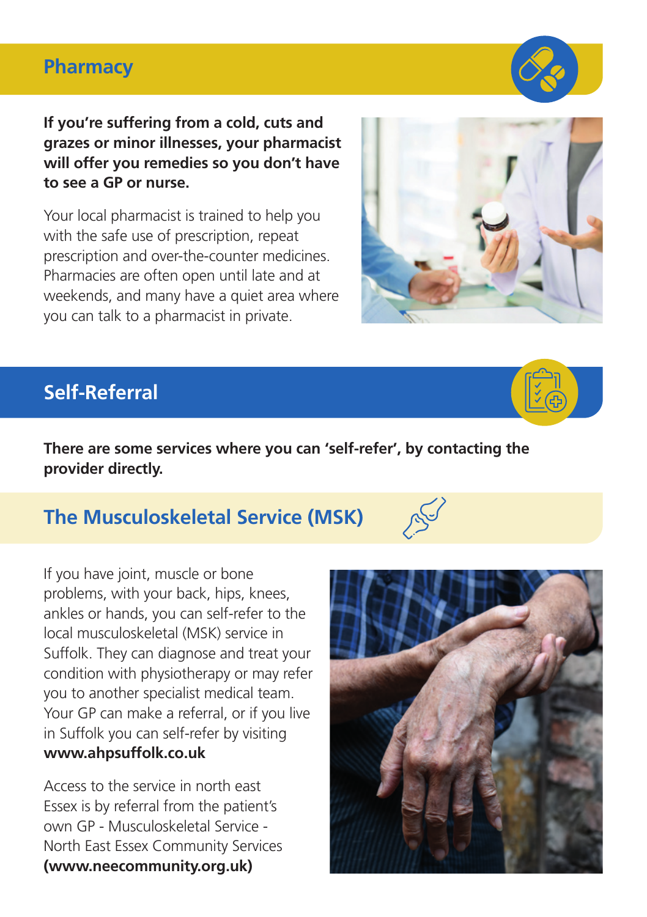## Pharmacy

**If you're suffering from a cold, cuts and grazes or minor illnesses, your pharmacist will offer you remedies so you don't have to see a GP or nurse.**

Your local pharmacist is trained to help you with the safe use of prescription, repeat prescription and over-the-counter medicines. Pharmacies are often open until late and at weekends, and many have a quiet area where you can talk to a pharmacist in private.

## Self-Referral

**There are some services where you can 'self-refer', by contacting the provider directly.**

### The Musculoskeletal Service (MSK)

If you have joint, muscle or bone problems, with your back, hips, knees, ankles or hands, you can self-refer to the local musculoskeletal (MSK) service in Suffolk. They can diagnose and treat your condition with physiotherapy or may refer you to another specialist medical team. Your GP can make a referral, or if you live in Suffolk you can self-refer by visiting **www.ahpsuffolk.co.uk**

Access to the service in north east Essex is by referral from the patient's own GP - Musculoskeletal Service - North East Essex Community Services **(www.neecommunity.org.uk)**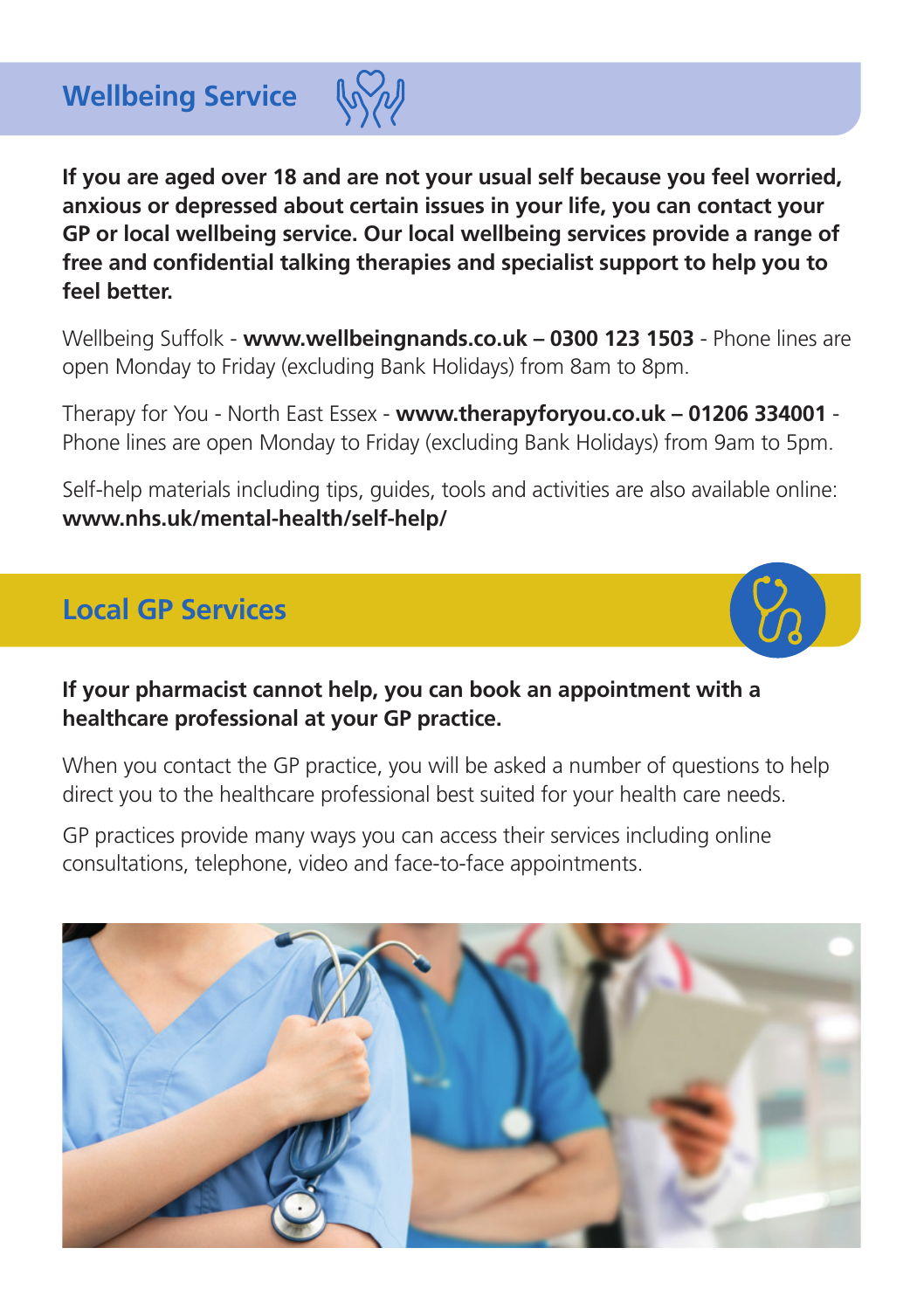## Wellbeing Service

**If you are aged over 18 and are not your usual self because you feel worried, anxious or depressed about certain issues in your life, you can contact your GP or local wellbeing service. Our local wellbeing services provide a range of free and confidential talking therapies and specialist support to help you to feel better.**

Wellbeing Suffolk - **www.wellbeingnands.co.uk – 0300 123 1503** - Phone lines are open Monday to Friday (excluding Bank Holidays) from 8am to 8pm.

Therapy for You - North East Essex - **www.therapyforyou.co.uk – 01206 334001** - Phone lines are open Monday to Friday (excluding Bank Holidays) from 9am to 5pm.

Self-help materials including tips, guides, tools and activities are also available online: **www.nhs.uk/mental-health/self-help/**

## Local GP Services

**If your pharmacist cannot help, you can book an appointment with a healthcare professional at your GP practice.**

When you contact the GP practice, you will be asked a number of questions to help direct you to the healthcare professional best suited for your health care needs.

GP practices provide many ways you can access their services including online consultations, telephone, video and face-to-face appointments.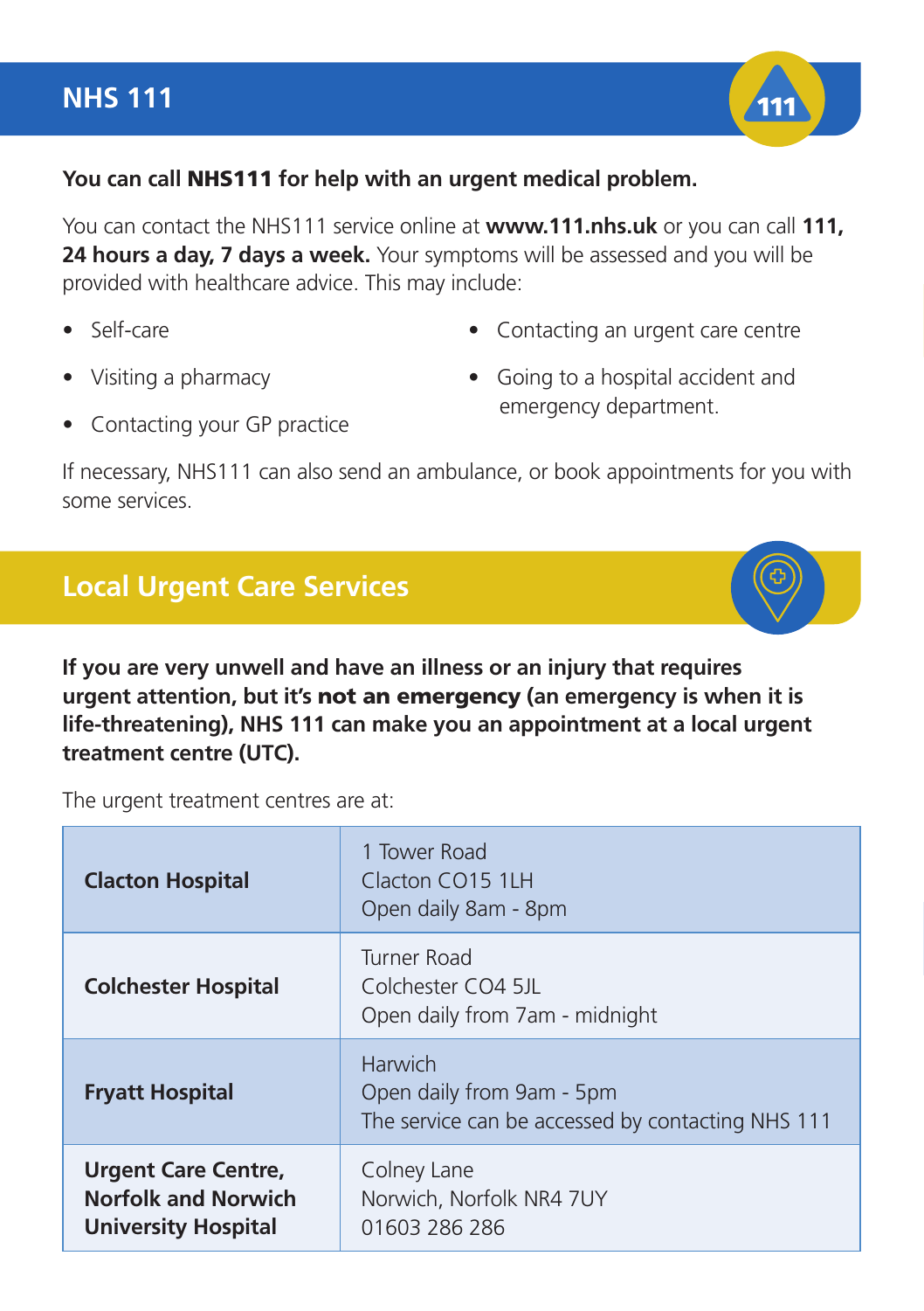## NHS 111

**You can call NHS111 for help with an urgent medical problem.**

You can contact the NHS111 service online at **www.111.nhs.uk** or you can call **111, 24 hours a day, 7 days a week.** Your symptoms will be assessed and you will be provided with healthcare advice. This may include:

- Self-care
- Visiting a pharmacy
- Contacting your GP practice
- Contacting an urgent care centre
- Going to a hospital accident and emergency department.

If necessary, NHS111 can also send an ambulance, or book appointments for you with some services.

## Local Urgent Care Services

**If you are very unwell and have an illness or an injury that requires urgent attention, but it's not an emergency (an emergency is when it is life-threatening), NHS 111 can make you an appointment at a local urgent treatment centre (UTC).**

The urgent treatment centres are at:

| | |
|---|---|
| **Clacton Hospital** | 1 Tower Road<br>Clacton CO15 1LH<br>Open daily 8am - 8pm |
| **Colchester Hospital** | Turner Road<br>Colchester CO4 5JL<br>Open daily from 7am - midnight |
| **Fryatt Hospital** | Harwich<br>Open daily from 9am - 5pm<br>The service can be accessed by contacting NHS 111 |
| **Urgent Care Centre, Norfolk and Norwich University Hospital** | Colney Lane<br>Norwich, Norfolk NR4 7UY<br>01603 286 286 |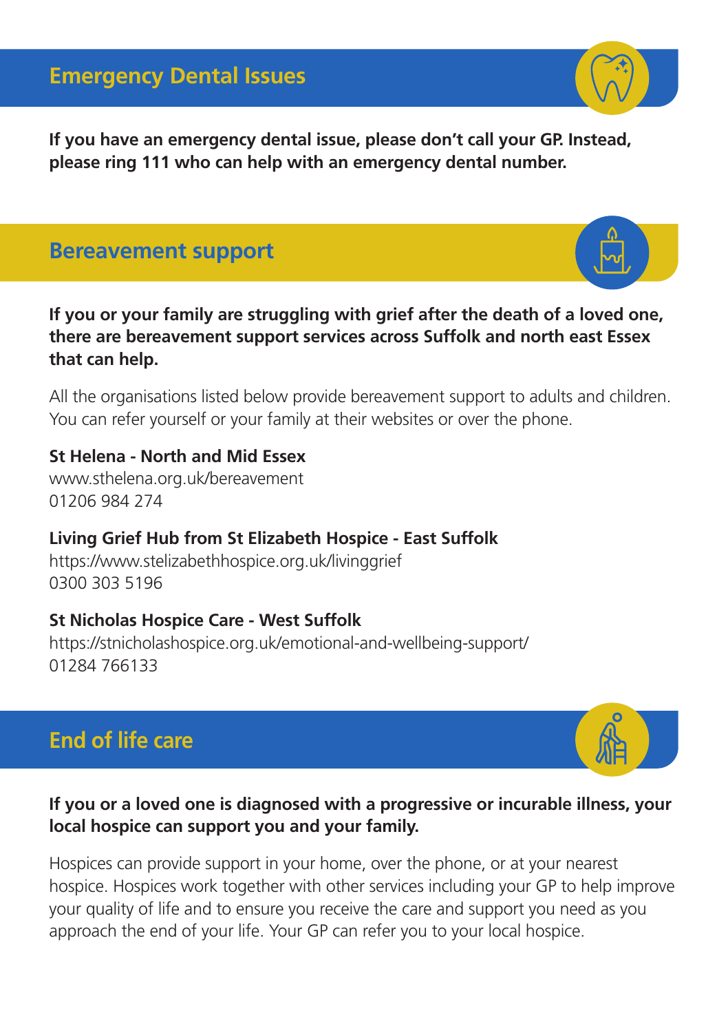## Emergency Dental Issues

**If you have an emergency dental issue, please don't call your GP. Instead, please ring 111 who can help with an emergency dental number.**

## Bereavement support

**If you or your family are struggling with grief after the death of a loved one, there are bereavement support services across Suffolk and north east Essex that can help.**

All the organisations listed below provide bereavement support to adults and children. You can refer yourself or your family at their websites or over the phone.

**St Helena - North and Mid Essex**
www.sthelena.org.uk/bereavement
01206 984 274

**Living Grief Hub from St Elizabeth Hospice - East Suffolk**
https://www.stelizabethhospice.org.uk/livinggrief
0300 303 5196

**St Nicholas Hospice Care - West Suffolk**
https://stnicholashospice.org.uk/emotional-and-wellbeing-support/
01284 766133

## End of life care

**If you or a loved one is diagnosed with a progressive or incurable illness, your local hospice can support you and your family.**

Hospices can provide support in your home, over the phone, or at your nearest hospice. Hospices work together with other services including your GP to help improve your quality of life and to ensure you receive the care and support you need as you approach the end of your life. Your GP can refer you to your local hospice.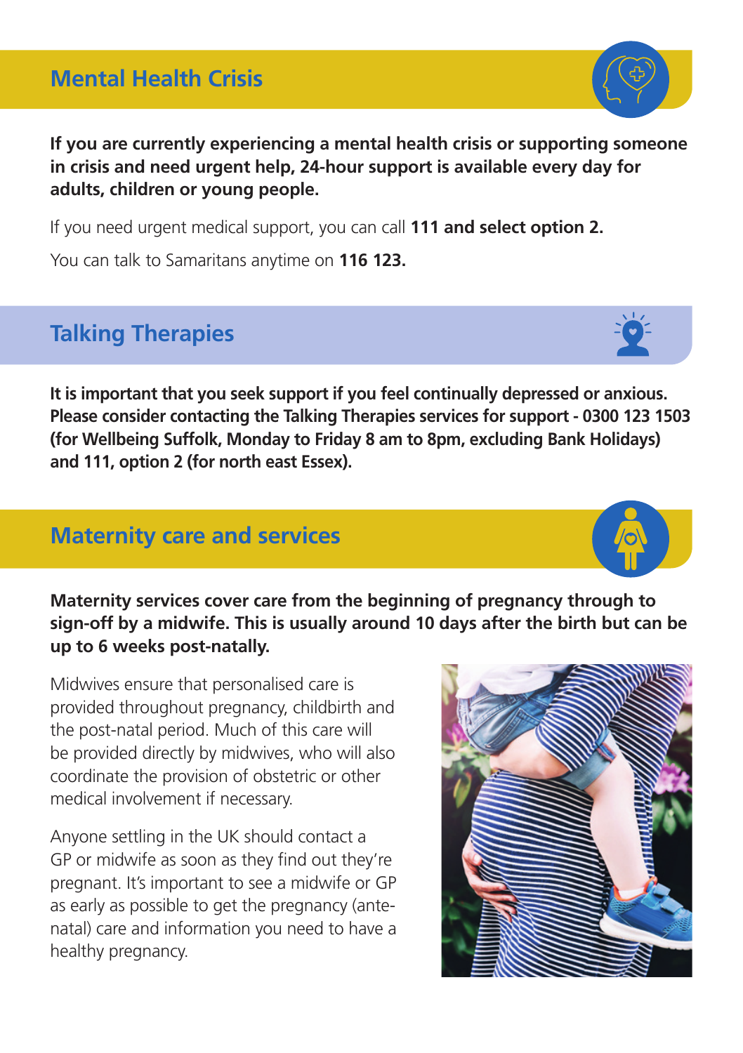## Mental Health Crisis

**If you are currently experiencing a mental health crisis or supporting someone in crisis and need urgent help, 24-hour support is available every day for adults, children or young people.**

If you need urgent medical support, you can call **111 and select option 2.**

You can talk to Samaritans anytime on **116 123.**

## Talking Therapies

**It is important that you seek support if you feel continually depressed or anxious. Please consider contacting the Talking Therapies services for support - 0300 123 1503 (for Wellbeing Suffolk, Monday to Friday 8 am to 8pm, excluding Bank Holidays) and 111, option 2 (for north east Essex).**

## Maternity care and services

**Maternity services cover care from the beginning of pregnancy through to sign-off by a midwife. This is usually around 10 days after the birth but can be up to 6 weeks post-natally.**

Midwives ensure that personalised care is provided throughout pregnancy, childbirth and the post-natal period. Much of this care will be provided directly by midwives, who will also coordinate the provision of obstetric or other medical involvement if necessary.

Anyone settling in the UK should contact a GP or midwife as soon as they find out they're pregnant. It's important to see a midwife or GP as early as possible to get the pregnancy (ante-natal) care and information you need to have a healthy pregnancy.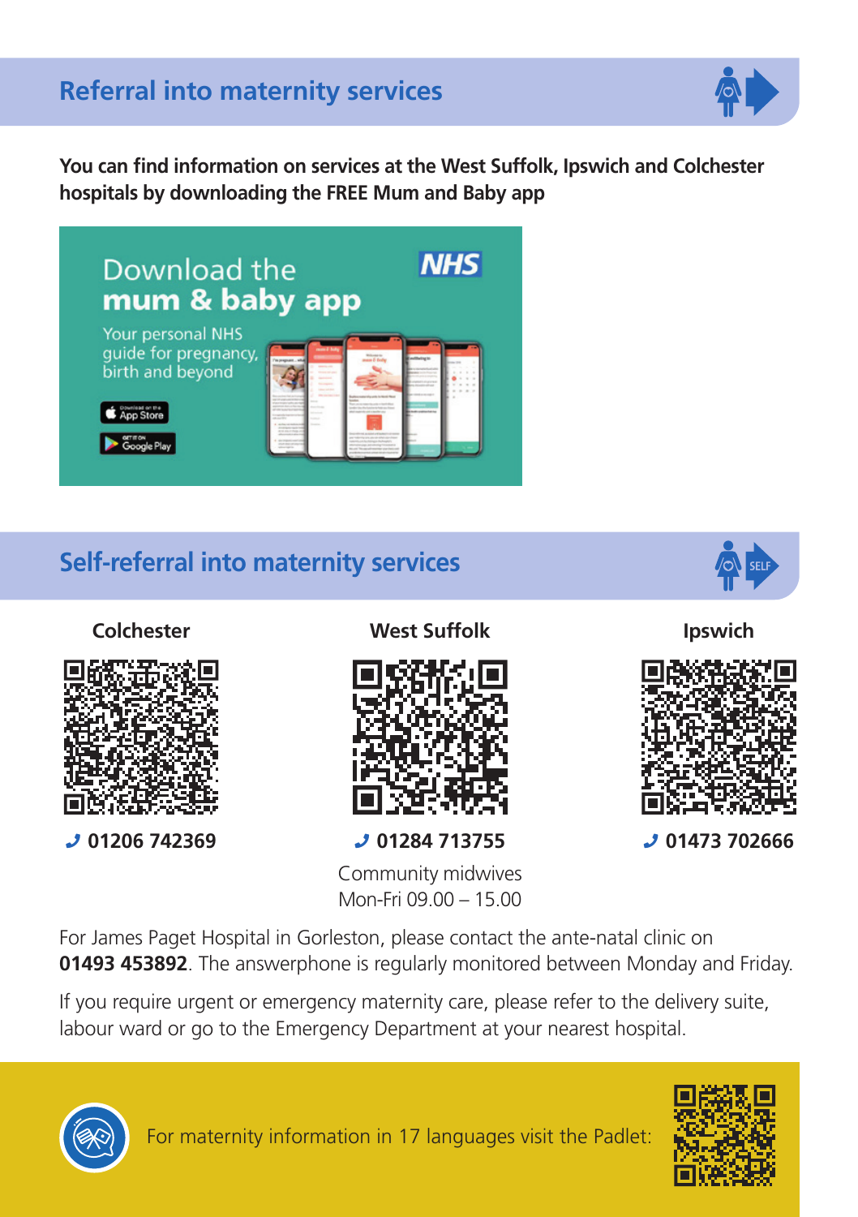## Referral into maternity services

**You can find information on services at the West Suffolk, Ipswich and Colchester hospitals by downloading the FREE Mum and Baby app**

Download the **mum & baby app**

NHS

Your personal NHS guide for pregnancy, birth and beyond

Download on the App Store

GET IT ON Google Play

## Self-referral into maternity services

| Colchester | West Suffolk | Ipswich |
| --- | --- | --- |
| **01206 742369** | **01284 713755** | **01473 702666** |
| | Community midwives<br>Mon-Fri 09.00 – 15.00 | |

For James Paget Hospital in Gorleston, please contact the ante-natal clinic on **01493 453892**. The answerphone is regularly monitored between Monday and Friday.

If you require urgent or emergency maternity care, please refer to the delivery suite, labour ward or go to the Emergency Department at your nearest hospital.

For maternity information in 17 languages visit the Padlet: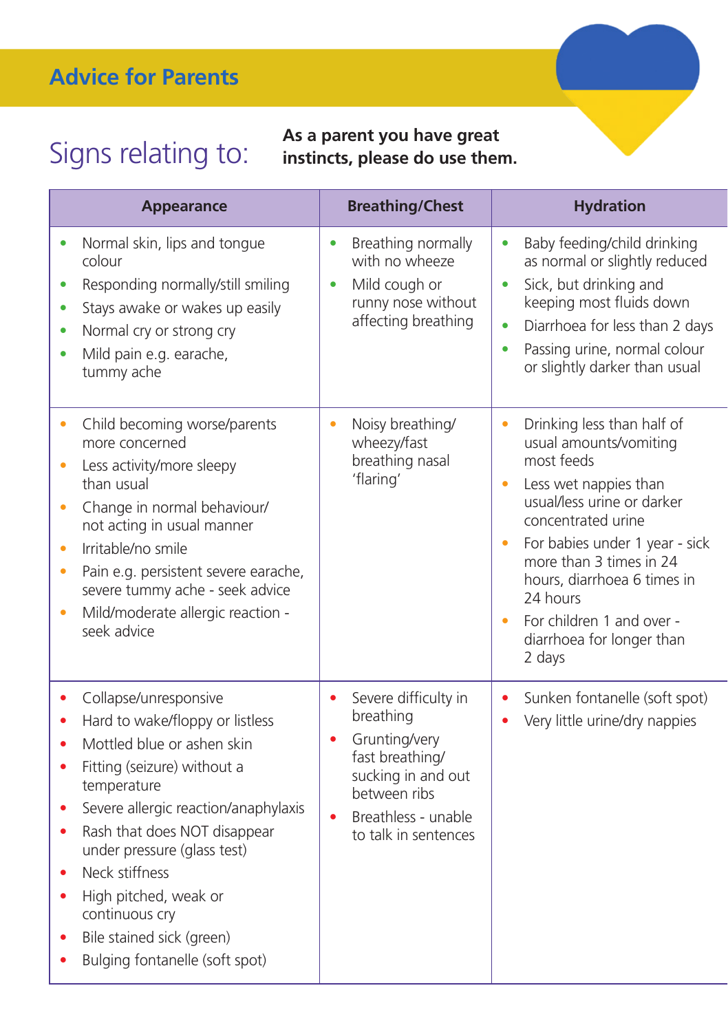## Advice for Parents

# Signs relating to:

**As a parent you have great instincts, please do use them.**

| Appearance | Breathing/Chest | Hydration |
| --- | --- | --- |
| • Normal skin, lips and tongue colour<br>• Responding normally/still smiling<br>• Stays awake or wakes up easily<br>• Normal cry or strong cry<br>• Mild pain e.g. earache, tummy ache | • Breathing normally with no wheeze<br>• Mild cough or runny nose without affecting breathing | • Baby feeding/child drinking as normal or slightly reduced<br>• Sick, but drinking and keeping most fluids down<br>• Diarrhoea for less than 2 days<br>• Passing urine, normal colour or slightly darker than usual |
| • Child becoming worse/parents more concerned<br>• Less activity/more sleepy than usual<br>• Change in normal behaviour/ not acting in usual manner<br>• Irritable/no smile<br>• Pain e.g. persistent severe earache, severe tummy ache - seek advice<br>• Mild/moderate allergic reaction - seek advice | • Noisy breathing/ wheezy/fast breathing nasal 'flaring' | • Drinking less than half of usual amounts/vomiting most feeds<br>• Less wet nappies than usual/less urine or darker concentrated urine<br>• For babies under 1 year - sick more than 3 times in 24 hours, diarrhoea 6 times in 24 hours<br>• For children 1 and over - diarrhoea for longer than 2 days |
| • Collapse/unresponsive<br>• Hard to wake/floppy or listless<br>• Mottled blue or ashen skin<br>• Fitting (seizure) without a temperature<br>• Severe allergic reaction/anaphylaxis<br>• Rash that does NOT disappear under pressure (glass test)<br>• Neck stiffness<br>• High pitched, weak or continuous cry<br>• Bile stained sick (green)<br>• Bulging fontanelle (soft spot) | • Severe difficulty in breathing<br>• Grunting/very fast breathing/ sucking in and out between ribs<br>• Breathless - unable to talk in sentences | • Sunken fontanelle (soft spot)<br>• Very little urine/dry nappies |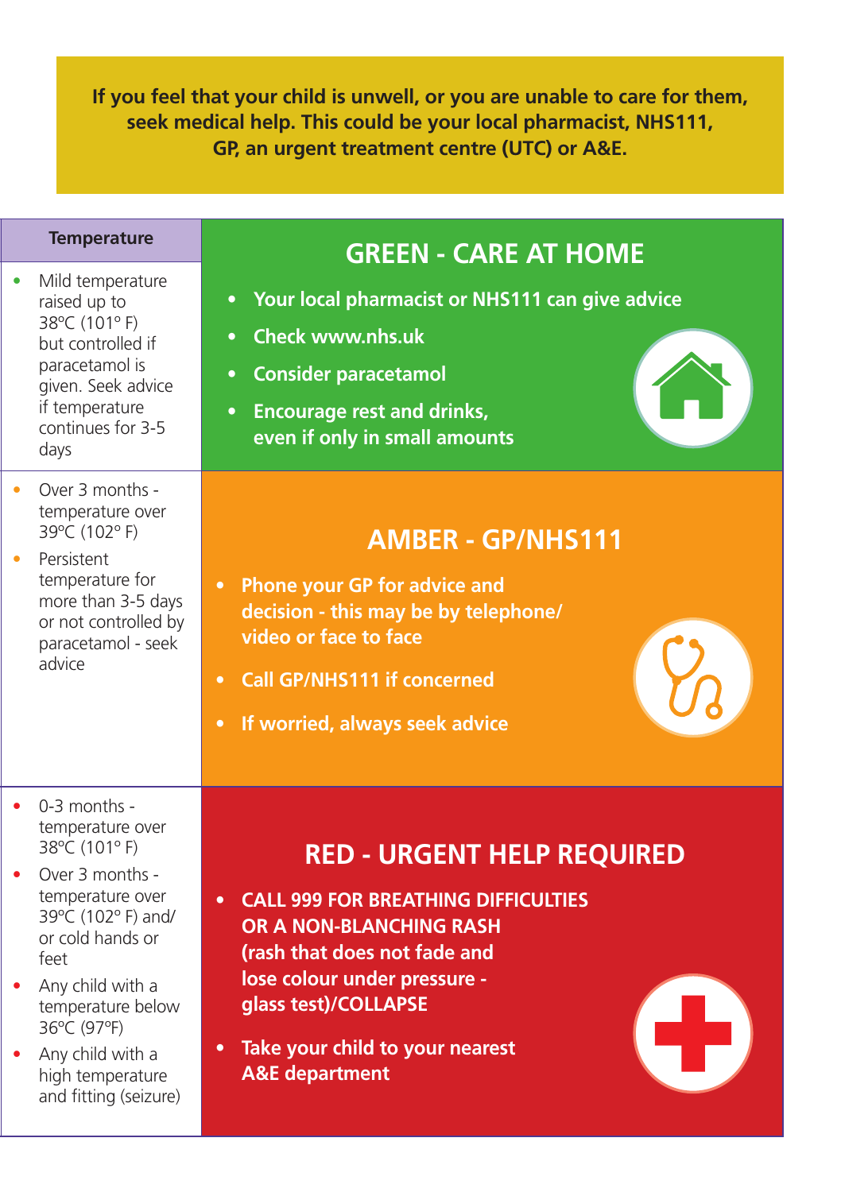**If you feel that your child is unwell, or you are unable to care for them, seek medical help. This could be your local pharmacist, NHS111, GP, an urgent treatment centre (UTC) or A&E.**

| Temperature | |
|---|---|
| • Mild temperature raised up to 38°C (101° F) but controlled if paracetamol is given. Seek advice if temperature continues for 3-5 days | **GREEN - CARE AT HOME**<br>• Your local pharmacist or NHS111 can give advice<br>• Check www.nhs.uk<br>• Consider paracetamol<br>• Encourage rest and drinks, even if only in small amounts |
| • Over 3 months - temperature over 39°C (102° F)<br>• Persistent temperature for more than 3-5 days or not controlled by paracetamol - seek advice | **AMBER - GP/NHS111**<br>• Phone your GP for advice and decision - this may be by telephone/ video or face to face<br>• Call GP/NHS111 if concerned<br>• If worried, always seek advice |
| • 0-3 months - temperature over 38°C (101° F)<br>• Over 3 months - temperature over 39°C (102° F) and/ or cold hands or feet<br>• Any child with a temperature below 36°C (97°F)<br>• Any child with a high temperature and fitting (seizure) | **RED - URGENT HELP REQUIRED**<br>• CALL 999 FOR BREATHING DIFFICULTIES OR A NON-BLANCHING RASH (rash that does not fade and lose colour under pressure - glass test)/COLLAPSE<br>• Take your child to your nearest A&E department |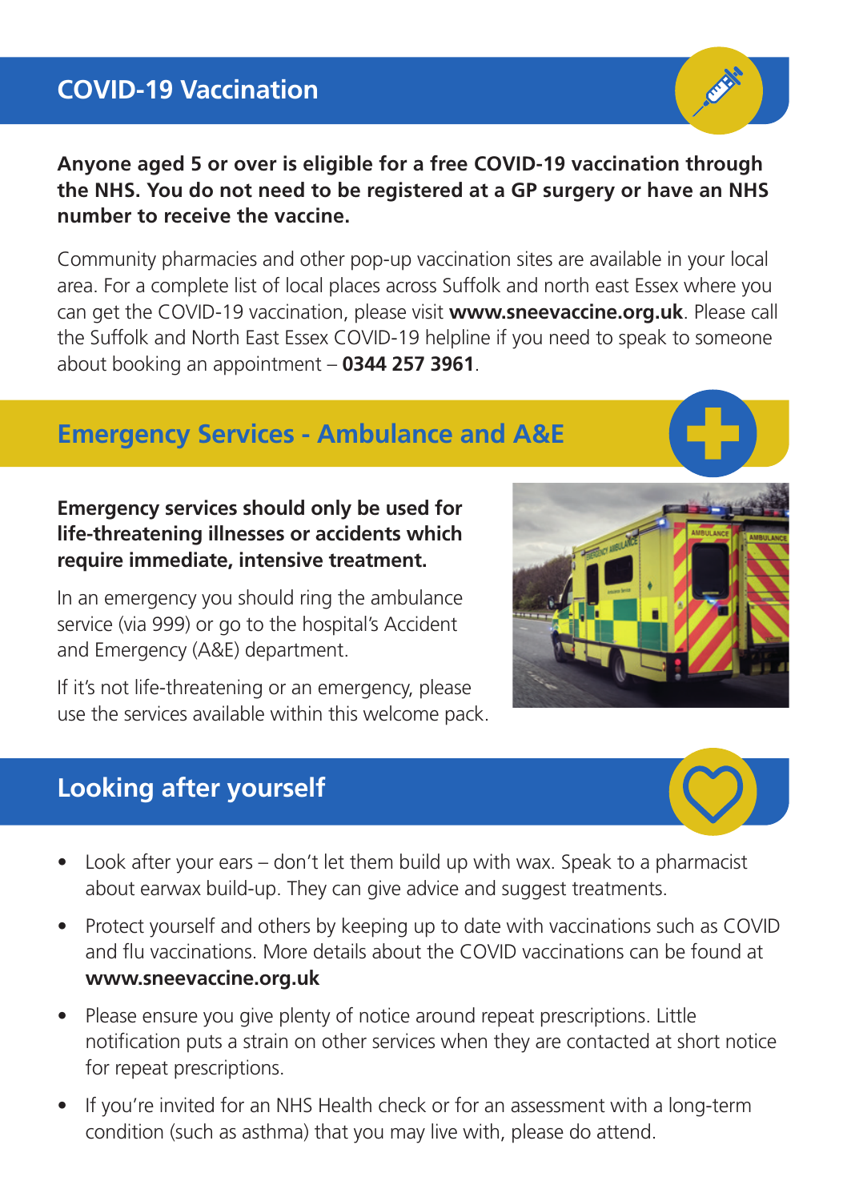## COVID-19 Vaccination

**Anyone aged 5 or over is eligible for a free COVID-19 vaccination through the NHS. You do not need to be registered at a GP surgery or have an NHS number to receive the vaccine.**

Community pharmacies and other pop-up vaccination sites are available in your local area. For a complete list of local places across Suffolk and north east Essex where you can get the COVID-19 vaccination, please visit **www.sneevaccine.org.uk**. Please call the Suffolk and North East Essex COVID-19 helpline if you need to speak to someone about booking an appointment – **0344 257 3961**.

## Emergency Services - Ambulance and A&E

**Emergency services should only be used for life-threatening illnesses or accidents which require immediate, intensive treatment.**

In an emergency you should ring the ambulance service (via 999) or go to the hospital's Accident and Emergency (A&E) department.

If it's not life-threatening or an emergency, please use the services available within this welcome pack.

## Looking after yourself

- Look after your ears – don't let them build up with wax. Speak to a pharmacist about earwax build-up. They can give advice and suggest treatments.
- Protect yourself and others by keeping up to date with vaccinations such as COVID and flu vaccinations. More details about the COVID vaccinations can be found at **www.sneevaccine.org.uk**
- Please ensure you give plenty of notice around repeat prescriptions. Little notification puts a strain on other services when they are contacted at short notice for repeat prescriptions.
- If you're invited for an NHS Health check or for an assessment with a long-term condition (such as asthma) that you may live with, please do attend.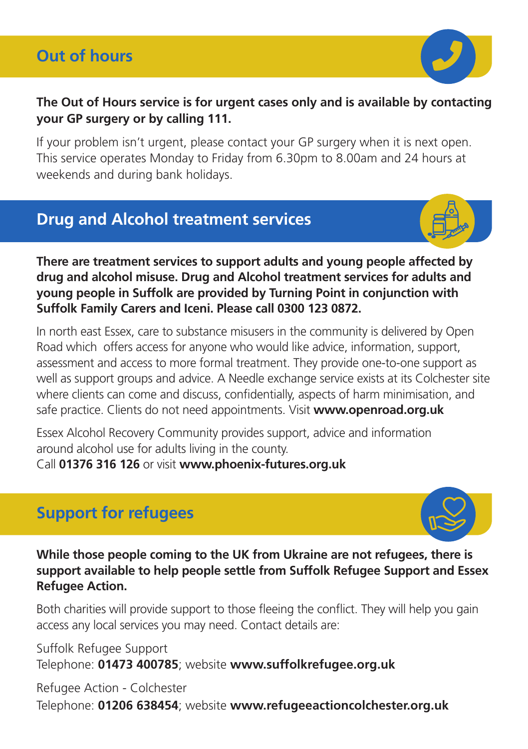## Out of hours

**The Out of Hours service is for urgent cases only and is available by contacting your GP surgery or by calling 111.**

If your problem isn't urgent, please contact your GP surgery when it is next open. This service operates Monday to Friday from 6.30pm to 8.00am and 24 hours at weekends and during bank holidays.

## Drug and Alcohol treatment services

**There are treatment services to support adults and young people affected by drug and alcohol misuse. Drug and Alcohol treatment services for adults and young people in Suffolk are provided by Turning Point in conjunction with Suffolk Family Carers and Iceni. Please call 0300 123 0872.**

In north east Essex, care to substance misusers in the community is delivered by Open Road which offers access for anyone who would like advice, information, support, assessment and access to more formal treatment. They provide one-to-one support as well as support groups and advice. A Needle exchange service exists at its Colchester site where clients can come and discuss, confidentially, aspects of harm minimisation, and safe practice. Clients do not need appointments. Visit **www.openroad.org.uk**

Essex Alcohol Recovery Community provides support, advice and information around alcohol use for adults living in the county.
Call **01376 316 126** or visit **www.phoenix-futures.org.uk**

## Support for refugees

**While those people coming to the UK from Ukraine are not refugees, there is support available to help people settle from Suffolk Refugee Support and Essex Refugee Action.**

Both charities will provide support to those fleeing the conflict. They will help you gain access any local services you may need. Contact details are:

Suffolk Refugee Support
Telephone: **01473 400785**; website **www.suffolkrefugee.org.uk**

Refugee Action - Colchester
Telephone: **01206 638454**; website **www.refugeeactioncolchester.org.uk**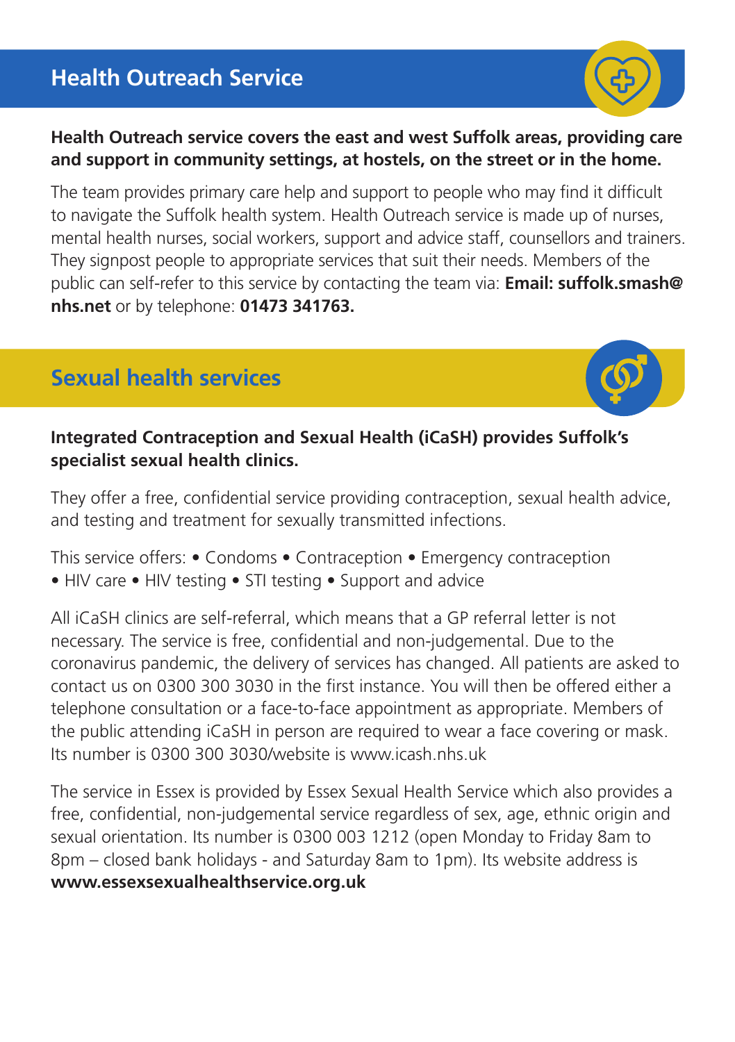## Health Outreach Service

**Health Outreach service covers the east and west Suffolk areas, providing care and support in community settings, at hostels, on the street or in the home.**

The team provides primary care help and support to people who may find it difficult to navigate the Suffolk health system. Health Outreach service is made up of nurses, mental health nurses, social workers, support and advice staff, counsellors and trainers. They signpost people to appropriate services that suit their needs. Members of the public can self-refer to this service by contacting the team via: **Email: suffolk.smash@nhs.net** or by telephone: **01473 341763.**

## Sexual health services

**Integrated Contraception and Sexual Health (iCaSH) provides Suffolk's specialist sexual health clinics.**

They offer a free, confidential service providing contraception, sexual health advice, and testing and treatment for sexually transmitted infections.

This service offers: • Condoms • Contraception • Emergency contraception • HIV care • HIV testing • STI testing • Support and advice

All iCaSH clinics are self-referral, which means that a GP referral letter is not necessary. The service is free, confidential and non-judgemental. Due to the coronavirus pandemic, the delivery of services has changed. All patients are asked to contact us on 0300 300 3030 in the first instance. You will then be offered either a telephone consultation or a face-to-face appointment as appropriate. Members of the public attending iCaSH in person are required to wear a face covering or mask. Its number is 0300 300 3030/website is www.icash.nhs.uk

The service in Essex is provided by Essex Sexual Health Service which also provides a free, confidential, non-judgemental service regardless of sex, age, ethnic origin and sexual orientation. Its number is 0300 003 1212 (open Monday to Friday 8am to 8pm – closed bank holidays - and Saturday 8am to 1pm). Its website address is **www.essexsexualhealthservice.org.uk**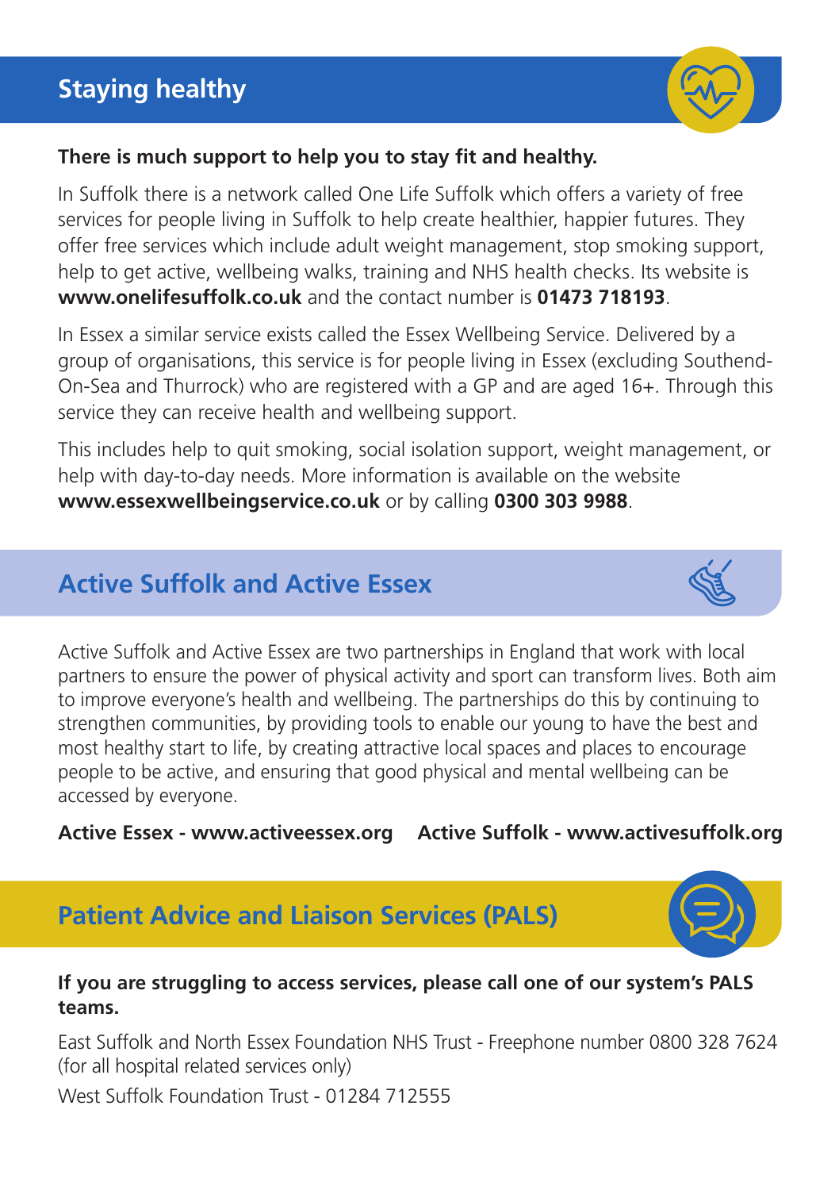## Staying healthy

**There is much support to help you to stay fit and healthy.**

In Suffolk there is a network called One Life Suffolk which offers a variety of free services for people living in Suffolk to help create healthier, happier futures. They offer free services which include adult weight management, stop smoking support, help to get active, wellbeing walks, training and NHS health checks. Its website is **www.onelifesuffolk.co.uk** and the contact number is **01473 718193**.

In Essex a similar service exists called the Essex Wellbeing Service. Delivered by a group of organisations, this service is for people living in Essex (excluding Southend-On-Sea and Thurrock) who are registered with a GP and are aged 16+. Through this service they can receive health and wellbeing support.

This includes help to quit smoking, social isolation support, weight management, or help with day-to-day needs. More information is available on the website **www.essexwellbeingservice.co.uk** or by calling **0300 303 9988**.

## Active Suffolk and Active Essex

Active Suffolk and Active Essex are two partnerships in England that work with local partners to ensure the power of physical activity and sport can transform lives. Both aim to improve everyone's health and wellbeing. The partnerships do this by continuing to strengthen communities, by providing tools to enable our young to have the best and most healthy start to life, by creating attractive local spaces and places to encourage people to be active, and ensuring that good physical and mental wellbeing can be accessed by everyone.

**Active Essex - www.activeessex.org** **Active Suffolk - www.activesuffolk.org**

## Patient Advice and Liaison Services (PALS)

**If you are struggling to access services, please call one of our system's PALS teams.**

East Suffolk and North Essex Foundation NHS Trust - Freephone number 0800 328 7624 (for all hospital related services only)

West Suffolk Foundation Trust - 01284 712555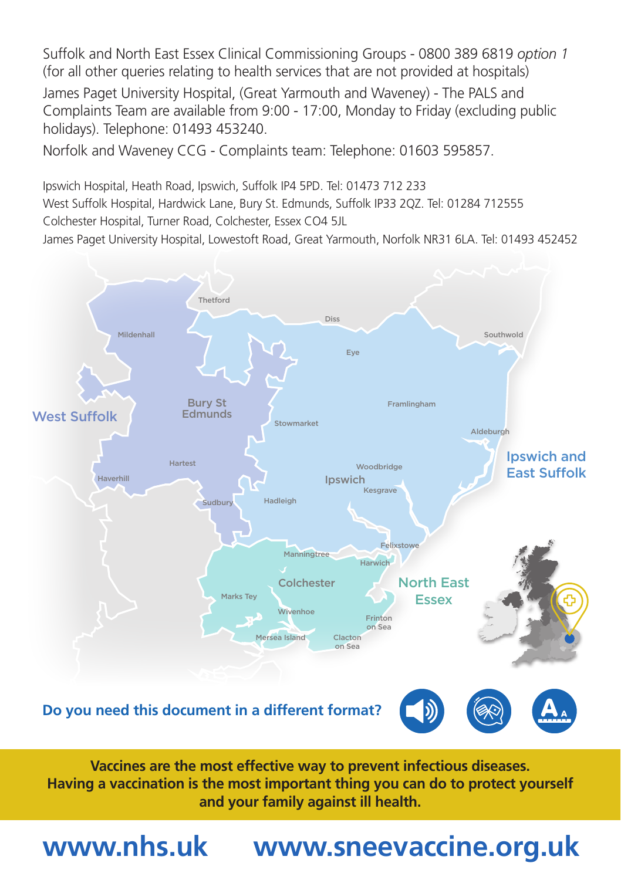Suffolk and North East Essex Clinical Commissioning Groups - 0800 389 6819 *option 1* (for all other queries relating to health services that are not provided at hospitals)

James Paget University Hospital, (Great Yarmouth and Waveney) - The PALS and Complaints Team are available from 9:00 - 17:00, Monday to Friday (excluding public holidays). Telephone: 01493 453240.

Norfolk and Waveney CCG - Complaints team: Telephone: 01603 595857.

Ipswich Hospital, Heath Road, Ipswich, Suffolk IP4 5PD. Tel: 01473 712 233
West Suffolk Hospital, Hardwick Lane, Bury St. Edmunds, Suffolk IP33 2QZ. Tel: 01284 712555
Colchester Hospital, Turner Road, Colchester, Essex CO4 5JL
James Paget University Hospital, Lowestoft Road, Great Yarmouth, Norfolk NR31 6LA. Tel: 01493 452452

Thetford
Diss
Mildenhall
Eye
Southwold
West Suffolk
Bury St Edmunds
Framlingham
Stowmarket
Aldeburgh
Ipswich and East Suffolk
Hartest
Woodbridge
Haverhill
Ipswich
Kesgrave
Sudbury
Hadleigh
Felixstowe
Manningtree
Harwich
Colchester
North East Essex
Marks Tey
Wivenhoe
Frinton on Sea
Mersea Island
Clacton on Sea

**Do you need this document in a different format?**

**Vaccines are the most effective way to prevent infectious diseases. Having a vaccination is the most important thing you can do to protect yourself and your family against ill health.**

**www.nhs.uk** **www.sneevaccine.org.uk**